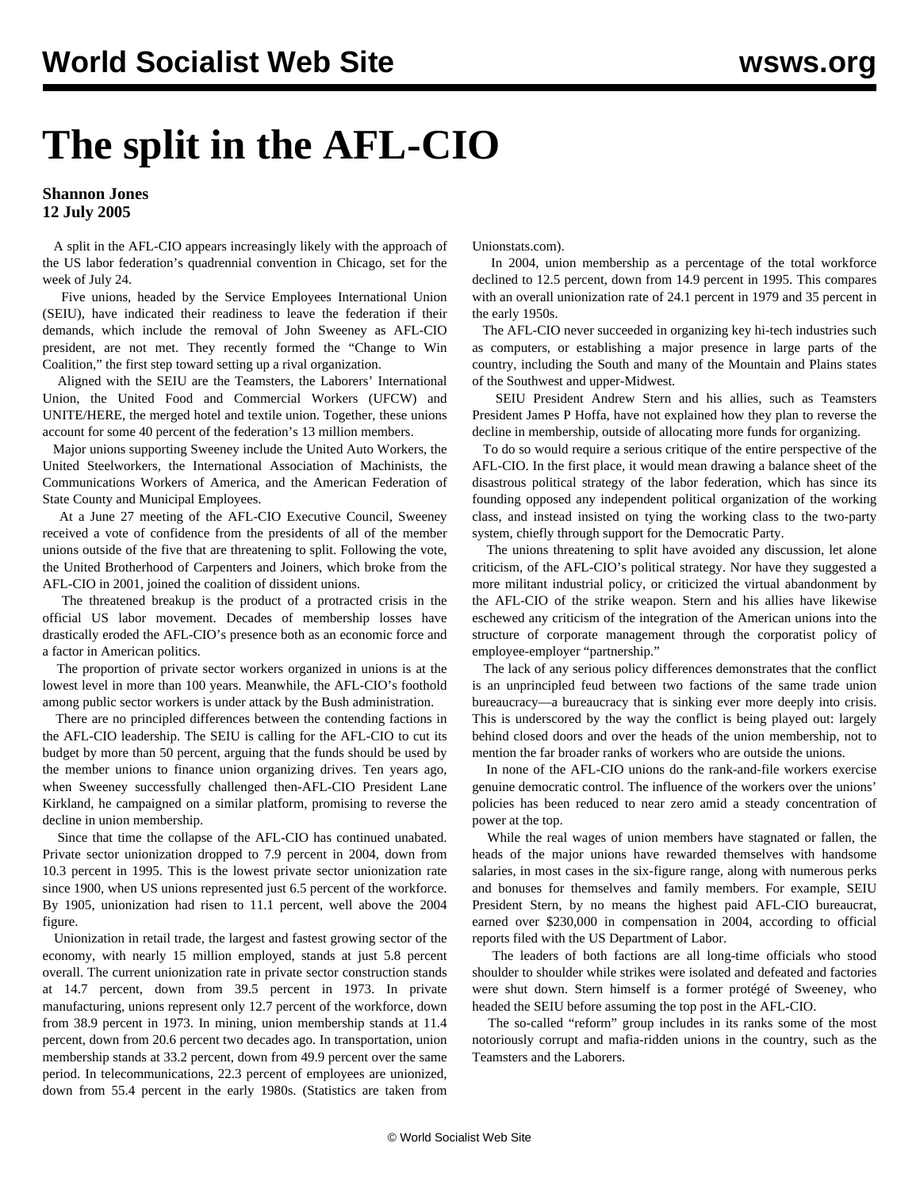# The split in the AFL-CIO

**Shannon Jones**
**12 July 2005**

A split in the AFL-CIO appears increasingly likely with the approach of the US labor federation's quadrennial convention in Chicago, set for the week of July 24.

Five unions, headed by the Service Employees International Union (SEIU), have indicated their readiness to leave the federation if their demands, which include the removal of John Sweeney as AFL-CIO president, are not met. They recently formed the "Change to Win Coalition," the first step toward setting up a rival organization.

Aligned with the SEIU are the Teamsters, the Laborers' International Union, the United Food and Commercial Workers (UFCW) and UNITE/HERE, the merged hotel and textile union. Together, these unions account for some 40 percent of the federation's 13 million members.

Major unions supporting Sweeney include the United Auto Workers, the United Steelworkers, the International Association of Machinists, the Communications Workers of America, and the American Federation of State County and Municipal Employees.

At a June 27 meeting of the AFL-CIO Executive Council, Sweeney received a vote of confidence from the presidents of all of the member unions outside of the five that are threatening to split. Following the vote, the United Brotherhood of Carpenters and Joiners, which broke from the AFL-CIO in 2001, joined the coalition of dissident unions.

The threatened breakup is the product of a protracted crisis in the official US labor movement. Decades of membership losses have drastically eroded the AFL-CIO's presence both as an economic force and a factor in American politics.

The proportion of private sector workers organized in unions is at the lowest level in more than 100 years. Meanwhile, the AFL-CIO's foothold among public sector workers is under attack by the Bush administration.

There are no principled differences between the contending factions in the AFL-CIO leadership. The SEIU is calling for the AFL-CIO to cut its budget by more than 50 percent, arguing that the funds should be used by the member unions to finance union organizing drives. Ten years ago, when Sweeney successfully challenged then-AFL-CIO President Lane Kirkland, he campaigned on a similar platform, promising to reverse the decline in union membership.

Since that time the collapse of the AFL-CIO has continued unabated. Private sector unionization dropped to 7.9 percent in 2004, down from 10.3 percent in 1995. This is the lowest private sector unionization rate since 1900, when US unions represented just 6.5 percent of the workforce. By 1905, unionization had risen to 11.1 percent, well above the 2004 figure.

Unionization in retail trade, the largest and fastest growing sector of the economy, with nearly 15 million employed, stands at just 5.8 percent overall. The current unionization rate in private sector construction stands at 14.7 percent, down from 39.5 percent in 1973. In private manufacturing, unions represent only 12.7 percent of the workforce, down from 38.9 percent in 1973. In mining, union membership stands at 11.4 percent, down from 20.6 percent two decades ago. In transportation, union membership stands at 33.2 percent, down from 49.9 percent over the same period. In telecommunications, 22.3 percent of employees are unionized, down from 55.4 percent in the early 1980s. (Statistics are taken from Unionstats.com).

In 2004, union membership as a percentage of the total workforce declined to 12.5 percent, down from 14.9 percent in 1995. This compares with an overall unionization rate of 24.1 percent in 1979 and 35 percent in the early 1950s.

The AFL-CIO never succeeded in organizing key hi-tech industries such as computers, or establishing a major presence in large parts of the country, including the South and many of the Mountain and Plains states of the Southwest and upper-Midwest.

SEIU President Andrew Stern and his allies, such as Teamsters President James P Hoffa, have not explained how they plan to reverse the decline in membership, outside of allocating more funds for organizing.

To do so would require a serious critique of the entire perspective of the AFL-CIO. In the first place, it would mean drawing a balance sheet of the disastrous political strategy of the labor federation, which has since its founding opposed any independent political organization of the working class, and instead insisted on tying the working class to the two-party system, chiefly through support for the Democratic Party.

The unions threatening to split have avoided any discussion, let alone criticism, of the AFL-CIO's political strategy. Nor have they suggested a more militant industrial policy, or criticized the virtual abandonment by the AFL-CIO of the strike weapon. Stern and his allies have likewise eschewed any criticism of the integration of the American unions into the structure of corporate management through the corporatist policy of employee-employer "partnership."

The lack of any serious policy differences demonstrates that the conflict is an unprincipled feud between two factions of the same trade union bureaucracy—a bureaucracy that is sinking ever more deeply into crisis. This is underscored by the way the conflict is being played out: largely behind closed doors and over the heads of the union membership, not to mention the far broader ranks of workers who are outside the unions.

In none of the AFL-CIO unions do the rank-and-file workers exercise genuine democratic control. The influence of the workers over the unions' policies has been reduced to near zero amid a steady concentration of power at the top.

While the real wages of union members have stagnated or fallen, the heads of the major unions have rewarded themselves with handsome salaries, in most cases in the six-figure range, along with numerous perks and bonuses for themselves and family members. For example, SEIU President Stern, by no means the highest paid AFL-CIO bureaucrat, earned over $230,000 in compensation in 2004, according to official reports filed with the US Department of Labor.

The leaders of both factions are all long-time officials who stood shoulder to shoulder while strikes were isolated and defeated and factories were shut down. Stern himself is a former protégé of Sweeney, who headed the SEIU before assuming the top post in the AFL-CIO.

The so-called "reform" group includes in its ranks some of the most notoriously corrupt and mafia-ridden unions in the country, such as the Teamsters and the Laborers.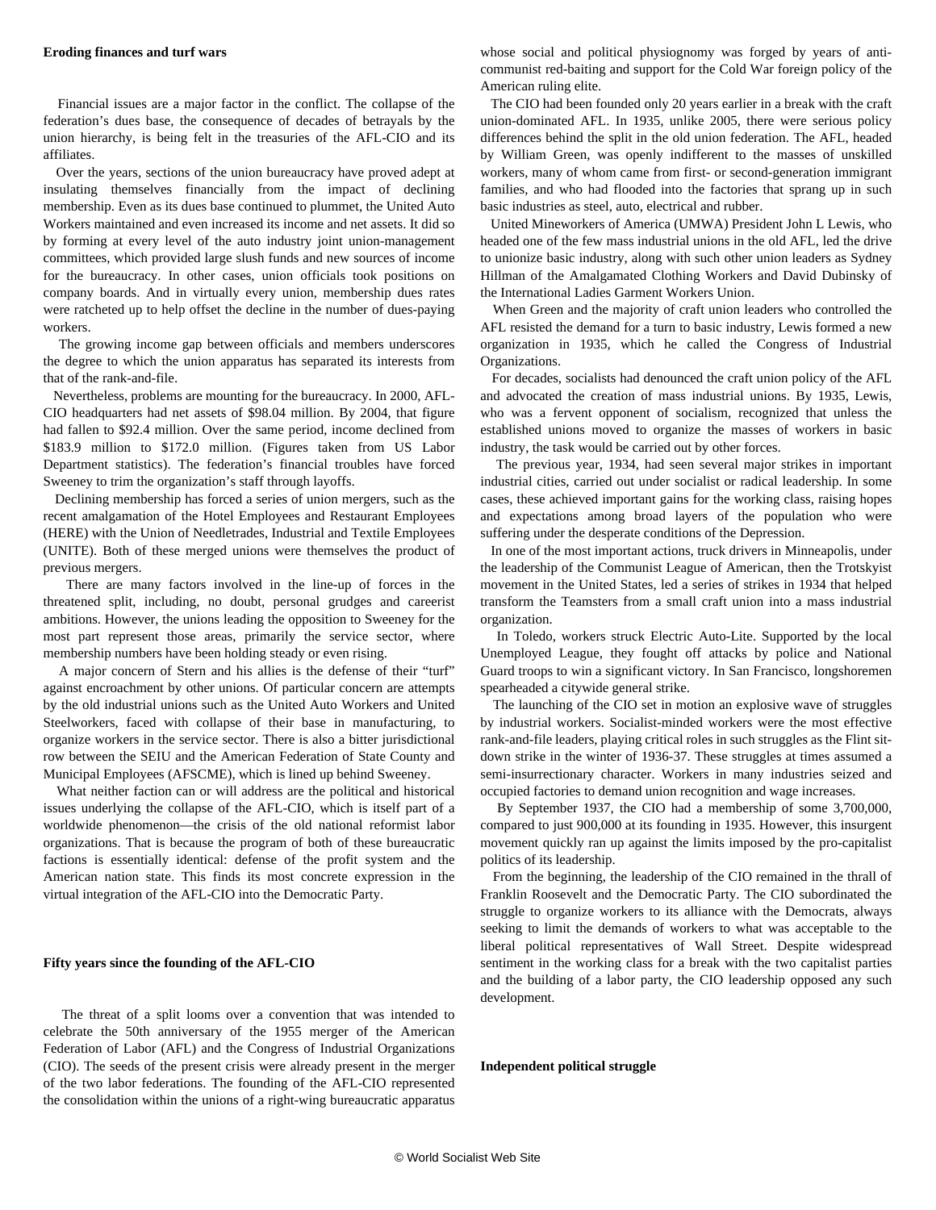**Eroding finances and turf wars**

Financial issues are a major factor in the conflict. The collapse of the federation's dues base, the consequence of decades of betrayals by the union hierarchy, is being felt in the treasuries of the AFL-CIO and its affiliates.

Over the years, sections of the union bureaucracy have proved adept at insulating themselves financially from the impact of declining membership. Even as its dues base continued to plummet, the United Auto Workers maintained and even increased its income and net assets. It did so by forming at every level of the auto industry joint union-management committees, which provided large slush funds and new sources of income for the bureaucracy. In other cases, union officials took positions on company boards. And in virtually every union, membership dues rates were ratcheted up to help offset the decline in the number of dues-paying workers.

The growing income gap between officials and members underscores the degree to which the union apparatus has separated its interests from that of the rank-and-file.

Nevertheless, problems are mounting for the bureaucracy. In 2000, AFL-CIO headquarters had net assets of $98.04 million. By 2004, that figure had fallen to $92.4 million. Over the same period, income declined from $183.9 million to $172.0 million. (Figures taken from US Labor Department statistics). The federation's financial troubles have forced Sweeney to trim the organization's staff through layoffs.

Declining membership has forced a series of union mergers, such as the recent amalgamation of the Hotel Employees and Restaurant Employees (HERE) with the Union of Needletrades, Industrial and Textile Employees (UNITE). Both of these merged unions were themselves the product of previous mergers.

There are many factors involved in the line-up of forces in the threatened split, including, no doubt, personal grudges and careerist ambitions. However, the unions leading the opposition to Sweeney for the most part represent those areas, primarily the service sector, where membership numbers have been holding steady or even rising.

A major concern of Stern and his allies is the defense of their "turf" against encroachment by other unions. Of particular concern are attempts by the old industrial unions such as the United Auto Workers and United Steelworkers, faced with collapse of their base in manufacturing, to organize workers in the service sector. There is also a bitter jurisdictional row between the SEIU and the American Federation of State County and Municipal Employees (AFSCME), which is lined up behind Sweeney.

What neither faction can or will address are the political and historical issues underlying the collapse of the AFL-CIO, which is itself part of a worldwide phenomenon—the crisis of the old national reformist labor organizations. That is because the program of both of these bureaucratic factions is essentially identical: defense of the profit system and the American nation state. This finds its most concrete expression in the virtual integration of the AFL-CIO into the Democratic Party.

**Fifty years since the founding of the AFL-CIO**

The threat of a split looms over a convention that was intended to celebrate the 50th anniversary of the 1955 merger of the American Federation of Labor (AFL) and the Congress of Industrial Organizations (CIO). The seeds of the present crisis were already present in the merger of the two labor federations. The founding of the AFL-CIO represented the consolidation within the unions of a right-wing bureaucratic apparatus whose social and political physiognomy was forged by years of anti-communist red-baiting and support for the Cold War foreign policy of the American ruling elite.

The CIO had been founded only 20 years earlier in a break with the craft union-dominated AFL. In 1935, unlike 2005, there were serious policy differences behind the split in the old union federation. The AFL, headed by William Green, was openly indifferent to the masses of unskilled workers, many of whom came from first- or second-generation immigrant families, and who had flooded into the factories that sprang up in such basic industries as steel, auto, electrical and rubber.

United Mineworkers of America (UMWA) President John L Lewis, who headed one of the few mass industrial unions in the old AFL, led the drive to unionize basic industry, along with such other union leaders as Sydney Hillman of the Amalgamated Clothing Workers and David Dubinsky of the International Ladies Garment Workers Union.

When Green and the majority of craft union leaders who controlled the AFL resisted the demand for a turn to basic industry, Lewis formed a new organization in 1935, which he called the Congress of Industrial Organizations.

For decades, socialists had denounced the craft union policy of the AFL and advocated the creation of mass industrial unions. By 1935, Lewis, who was a fervent opponent of socialism, recognized that unless the established unions moved to organize the masses of workers in basic industry, the task would be carried out by other forces.

The previous year, 1934, had seen several major strikes in important industrial cities, carried out under socialist or radical leadership. In some cases, these achieved important gains for the working class, raising hopes and expectations among broad layers of the population who were suffering under the desperate conditions of the Depression.

In one of the most important actions, truck drivers in Minneapolis, under the leadership of the Communist League of American, then the Trotskyist movement in the United States, led a series of strikes in 1934 that helped transform the Teamsters from a small craft union into a mass industrial organization.

In Toledo, workers struck Electric Auto-Lite. Supported by the local Unemployed League, they fought off attacks by police and National Guard troops to win a significant victory. In San Francisco, longshoremen spearheaded a citywide general strike.

The launching of the CIO set in motion an explosive wave of struggles by industrial workers. Socialist-minded workers were the most effective rank-and-file leaders, playing critical roles in such struggles as the Flint sit-down strike in the winter of 1936-37. These struggles at times assumed a semi-insurrectionary character. Workers in many industries seized and occupied factories to demand union recognition and wage increases.

By September 1937, the CIO had a membership of some 3,700,000, compared to just 900,000 at its founding in 1935. However, this insurgent movement quickly ran up against the limits imposed by the pro-capitalist politics of its leadership.

From the beginning, the leadership of the CIO remained in the thrall of Franklin Roosevelt and the Democratic Party. The CIO subordinated the struggle to organize workers to its alliance with the Democrats, always seeking to limit the demands of workers to what was acceptable to the liberal political representatives of Wall Street. Despite widespread sentiment in the working class for a break with the two capitalist parties and the building of a labor party, the CIO leadership opposed any such development.

**Independent political struggle**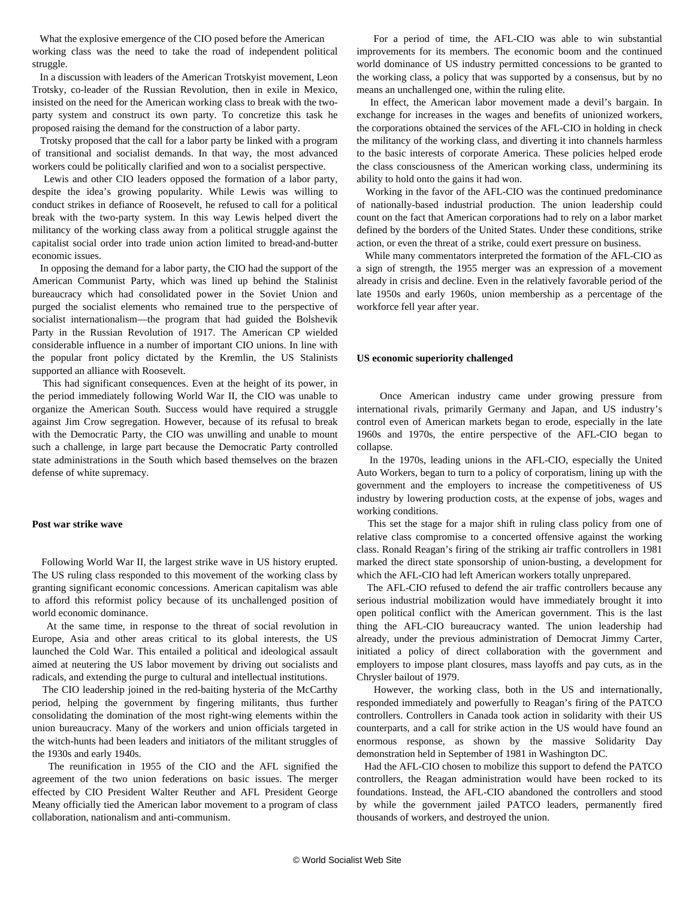What the explosive emergence of the CIO posed before the American working class was the need to take the road of independent political struggle.

In a discussion with leaders of the American Trotskyist movement, Leon Trotsky, co-leader of the Russian Revolution, then in exile in Mexico, insisted on the need for the American working class to break with the two-party system and construct its own party. To concretize this task he proposed raising the demand for the construction of a labor party.

Trotsky proposed that the call for a labor party be linked with a program of transitional and socialist demands. In that way, the most advanced workers could be politically clarified and won to a socialist perspective.

Lewis and other CIO leaders opposed the formation of a labor party, despite the idea's growing popularity. While Lewis was willing to conduct strikes in defiance of Roosevelt, he refused to call for a political break with the two-party system. In this way Lewis helped divert the militancy of the working class away from a political struggle against the capitalist social order into trade union action limited to bread-and-butter economic issues.

In opposing the demand for a labor party, the CIO had the support of the American Communist Party, which was lined up behind the Stalinist bureaucracy which had consolidated power in the Soviet Union and purged the socialist elements who remained true to the perspective of socialist internationalism—the program that had guided the Bolshevik Party in the Russian Revolution of 1917. The American CP wielded considerable influence in a number of important CIO unions. In line with the popular front policy dictated by the Kremlin, the US Stalinists supported an alliance with Roosevelt.

This had significant consequences. Even at the height of its power, in the period immediately following World War II, the CIO was unable to organize the American South. Success would have required a struggle against Jim Crow segregation. However, because of its refusal to break with the Democratic Party, the CIO was unwilling and unable to mount such a challenge, in large part because the Democratic Party controlled state administrations in the South which based themselves on the brazen defense of white supremacy.

**Post war strike wave**

Following World War II, the largest strike wave in US history erupted. The US ruling class responded to this movement of the working class by granting significant economic concessions. American capitalism was able to afford this reformist policy because of its unchallenged position of world economic dominance.

At the same time, in response to the threat of social revolution in Europe, Asia and other areas critical to its global interests, the US launched the Cold War. This entailed a political and ideological assault aimed at neutering the US labor movement by driving out socialists and radicals, and extending the purge to cultural and intellectual institutions.

The CIO leadership joined in the red-baiting hysteria of the McCarthy period, helping the government by fingering militants, thus further consolidating the domination of the most right-wing elements within the union bureaucracy. Many of the workers and union officials targeted in the witch-hunts had been leaders and initiators of the militant struggles of the 1930s and early 1940s.

The reunification in 1955 of the CIO and the AFL signified the agreement of the two union federations on basic issues. The merger effected by CIO President Walter Reuther and AFL President George Meany officially tied the American labor movement to a program of class collaboration, nationalism and anti-communism.

For a period of time, the AFL-CIO was able to win substantial improvements for its members. The economic boom and the continued world dominance of US industry permitted concessions to be granted to the working class, a policy that was supported by a consensus, but by no means an unchallenged one, within the ruling elite.

In effect, the American labor movement made a devil's bargain. In exchange for increases in the wages and benefits of unionized workers, the corporations obtained the services of the AFL-CIO in holding in check the militancy of the working class, and diverting it into channels harmless to the basic interests of corporate America. These policies helped erode the class consciousness of the American working class, undermining its ability to hold onto the gains it had won.

Working in the favor of the AFL-CIO was the continued predominance of nationally-based industrial production. The union leadership could count on the fact that American corporations had to rely on a labor market defined by the borders of the United States. Under these conditions, strike action, or even the threat of a strike, could exert pressure on business.

While many commentators interpreted the formation of the AFL-CIO as a sign of strength, the 1955 merger was an expression of a movement already in crisis and decline. Even in the relatively favorable period of the late 1950s and early 1960s, union membership as a percentage of the workforce fell year after year.

**US economic superiority challenged**

Once American industry came under growing pressure from international rivals, primarily Germany and Japan, and US industry's control even of American markets began to erode, especially in the late 1960s and 1970s, the entire perspective of the AFL-CIO began to collapse.

In the 1970s, leading unions in the AFL-CIO, especially the United Auto Workers, began to turn to a policy of corporatism, lining up with the government and the employers to increase the competitiveness of US industry by lowering production costs, at the expense of jobs, wages and working conditions.

This set the stage for a major shift in ruling class policy from one of relative class compromise to a concerted offensive against the working class. Ronald Reagan's firing of the striking air traffic controllers in 1981 marked the direct state sponsorship of union-busting, a development for which the AFL-CIO had left American workers totally unprepared.

The AFL-CIO refused to defend the air traffic controllers because any serious industrial mobilization would have immediately brought it into open political conflict with the American government. This is the last thing the AFL-CIO bureaucracy wanted. The union leadership had already, under the previous administration of Democrat Jimmy Carter, initiated a policy of direct collaboration with the government and employers to impose plant closures, mass layoffs and pay cuts, as in the Chrysler bailout of 1979.

However, the working class, both in the US and internationally, responded immediately and powerfully to Reagan's firing of the PATCO controllers. Controllers in Canada took action in solidarity with their US counterparts, and a call for strike action in the US would have found an enormous response, as shown by the massive Solidarity Day demonstration held in September of 1981 in Washington DC.

Had the AFL-CIO chosen to mobilize this support to defend the PATCO controllers, the Reagan administration would have been rocked to its foundations. Instead, the AFL-CIO abandoned the controllers and stood by while the government jailed PATCO leaders, permanently fired thousands of workers, and destroyed the union.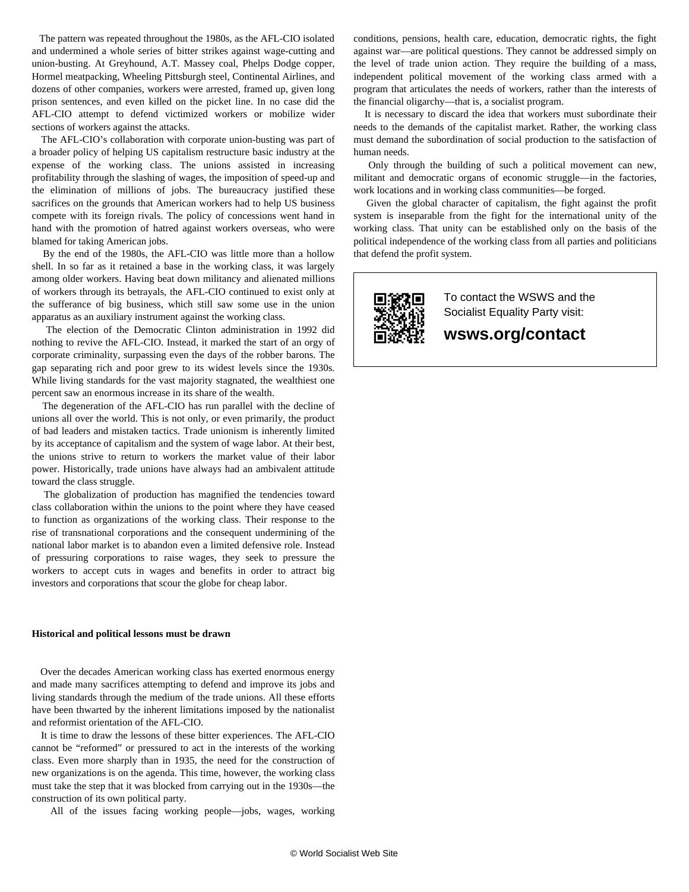The pattern was repeated throughout the 1980s, as the AFL-CIO isolated and undermined a whole series of bitter strikes against wage-cutting and union-busting. At Greyhound, A.T. Massey coal, Phelps Dodge copper, Hormel meatpacking, Wheeling Pittsburgh steel, Continental Airlines, and dozens of other companies, workers were arrested, framed up, given long prison sentences, and even killed on the picket line. In no case did the AFL-CIO attempt to defend victimized workers or mobilize wider sections of workers against the attacks.

The AFL-CIO's collaboration with corporate union-busting was part of a broader policy of helping US capitalism restructure basic industry at the expense of the working class. The unions assisted in increasing profitability through the slashing of wages, the imposition of speed-up and the elimination of millions of jobs. The bureaucracy justified these sacrifices on the grounds that American workers had to help US business compete with its foreign rivals. The policy of concessions went hand in hand with the promotion of hatred against workers overseas, who were blamed for taking American jobs.

By the end of the 1980s, the AFL-CIO was little more than a hollow shell. In so far as it retained a base in the working class, it was largely among older workers. Having beat down militancy and alienated millions of workers through its betrayals, the AFL-CIO continued to exist only at the sufferance of big business, which still saw some use in the union apparatus as an auxiliary instrument against the working class.

The election of the Democratic Clinton administration in 1992 did nothing to revive the AFL-CIO. Instead, it marked the start of an orgy of corporate criminality, surpassing even the days of the robber barons. The gap separating rich and poor grew to its widest levels since the 1930s. While living standards for the vast majority stagnated, the wealthiest one percent saw an enormous increase in its share of the wealth.

The degeneration of the AFL-CIO has run parallel with the decline of unions all over the world. This is not only, or even primarily, the product of bad leaders and mistaken tactics. Trade unionism is inherently limited by its acceptance of capitalism and the system of wage labor. At their best, the unions strive to return to workers the market value of their labor power. Historically, trade unions have always had an ambivalent attitude toward the class struggle.

The globalization of production has magnified the tendencies toward class collaboration within the unions to the point where they have ceased to function as organizations of the working class. Their response to the rise of transnational corporations and the consequent undermining of the national labor market is to abandon even a limited defensive role. Instead of pressuring corporations to raise wages, they seek to pressure the workers to accept cuts in wages and benefits in order to attract big investors and corporations that scour the globe for cheap labor.

**Historical and political lessons must be drawn**

Over the decades American working class has exerted enormous energy and made many sacrifices attempting to defend and improve its jobs and living standards through the medium of the trade unions. All these efforts have been thwarted by the inherent limitations imposed by the nationalist and reformist orientation of the AFL-CIO.

It is time to draw the lessons of these bitter experiences. The AFL-CIO cannot be "reformed" or pressured to act in the interests of the working class. Even more sharply than in 1935, the need for the construction of new organizations is on the agenda. This time, however, the working class must take the step that it was blocked from carrying out in the 1930s—the construction of its own political party.

All of the issues facing working people—jobs, wages, working conditions, pensions, health care, education, democratic rights, the fight against war—are political questions. They cannot be addressed simply on the level of trade union action. They require the building of a mass, independent political movement of the working class armed with a program that articulates the needs of workers, rather than the interests of the financial oligarchy—that is, a socialist program.

It is necessary to discard the idea that workers must subordinate their needs to the demands of the capitalist market. Rather, the working class must demand the subordination of social production to the satisfaction of human needs.

Only through the building of such a political movement can new, militant and democratic organs of economic struggle—in the factories, work locations and in working class communities—be forged.

Given the global character of capitalism, the fight against the profit system is inseparable from the fight for the international unity of the working class. That unity can be established only on the basis of the political independence of the working class from all parties and politicians that defend the profit system.

To contact the WSWS and the Socialist Equality Party visit:

**wsws.org/contact**